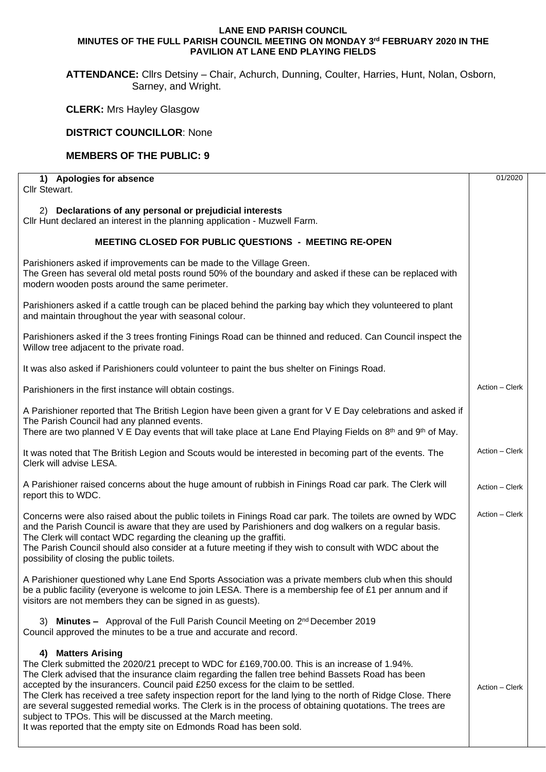**LANE END PARISH COUNCIL**
**MINUTES OF THE FULL PARISH COUNCIL MEETING ON MONDAY 3rd FEBRUARY 2020 IN THE PAVILION AT LANE END PLAYING FIELDS**

**ATTENDANCE:** Cllrs Detsiny – Chair, Achurch, Dunning, Coulter, Harries, Hunt, Nolan, Osborn, Sarney, and Wright.

**CLERK:** Mrs Hayley Glasgow

**DISTRICT COUNCILLOR**: None

**MEMBERS OF THE PUBLIC: 9**

| | |
|---|---|
| **1) Apologies for absence**<br>Cllr Stewart. | 01/2020 |
| 2) **Declarations of any personal or prejudicial interests**<br>Cllr Hunt declared an interest in the planning application - Muzwell Farm. | |
| **MEETING CLOSED FOR PUBLIC QUESTIONS - MEETING RE-OPEN** | |
| Parishioners asked if improvements can be made to the Village Green.<br>The Green has several old metal posts round 50% of the boundary and asked if these can be replaced with modern wooden posts around the same perimeter. | |
| Parishioners asked if a cattle trough can be placed behind the parking bay which they volunteered to plant and maintain throughout the year with seasonal colour. | |
| Parishioners asked if the 3 trees fronting Finings Road can be thinned and reduced. Can Council inspect the Willow tree adjacent to the private road. | |
| It was also asked if Parishioners could volunteer to paint the bus shelter on Finings Road. | |
| Parishioners in the first instance will obtain costings. | Action – Clerk |
| A Parishioner reported that The British Legion have been given a grant for V E Day celebrations and asked if The Parish Council had any planned events.<br>There are two planned V E Day events that will take place at Lane End Playing Fields on 8th and 9th of May. | |
| It was noted that The British Legion and Scouts would be interested in becoming part of the events. The Clerk will advise LESA. | Action – Clerk |
| A Parishioner raised concerns about the huge amount of rubbish in Finings Road car park. The Clerk will report this to WDC. | Action – Clerk |
| Concerns were also raised about the public toilets in Finings Road car park. The toilets are owned by WDC and the Parish Council is aware that they are used by Parishioners and dog walkers on a regular basis.<br>The Clerk will contact WDC regarding the cleaning up the graffiti.<br>The Parish Council should also consider at a future meeting if they wish to consult with WDC about the possibility of closing the public toilets. | Action – Clerk |
| A Parishioner questioned why Lane End Sports Association was a private members club when this should be a public facility (everyone is welcome to join LESA. There is a membership fee of £1 per annum and if visitors are not members they can be signed in as guests). | |
| 3) **Minutes –** Approval of the Full Parish Council Meeting on 2nd December 2019<br>Council approved the minutes to be a true and accurate and record. | |
| **4) Matters Arising**<br>The Clerk submitted the 2020/21 precept to WDC for £169,700.00. This is an increase of 1.94%.<br>The Clerk advised that the insurance claim regarding the fallen tree behind Bassets Road has been accepted by the insurancers. Council paid £250 excess for the claim to be settled.<br>The Clerk has received a tree safety inspection report for the land lying to the north of Ridge Close. There are several suggested remedial works. The Clerk is in the process of obtaining quotations. The trees are subject to TPOs. This will be discussed at the March meeting.<br>It was reported that the empty site on Edmonds Road has been sold. | Action – Clerk |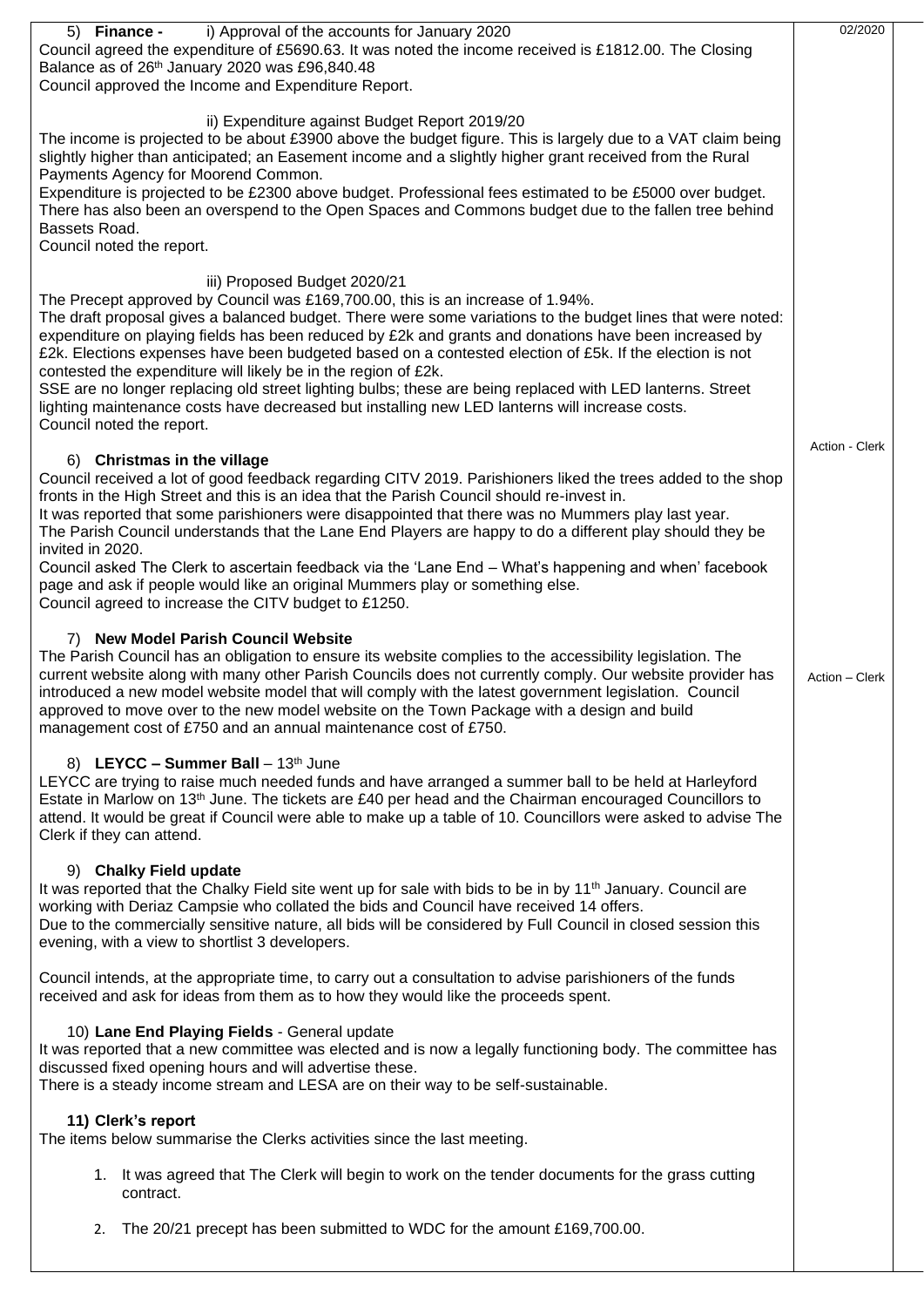**5) Finance -** i) Approval of the accounts for January 2020

Council agreed the expenditure of £5690.63. It was noted the income received is £1812.00. The Closing Balance as of 26th January 2020 was £96,840.48

Council approved the Income and Expenditure Report.

ii) Expenditure against Budget Report 2019/20

The income is projected to be about £3900 above the budget figure. This is largely due to a VAT claim being slightly higher than anticipated; an Easement income and a slightly higher grant received from the Rural Payments Agency for Moorend Common.

Expenditure is projected to be £2300 above budget. Professional fees estimated to be £5000 over budget. There has also been an overspend to the Open Spaces and Commons budget due to the fallen tree behind Bassets Road.

Council noted the report.

iii) Proposed Budget 2020/21

The Precept approved by Council was £169,700.00, this is an increase of 1.94%.

The draft proposal gives a balanced budget. There were some variations to the budget lines that were noted: expenditure on playing fields has been reduced by £2k and grants and donations have been increased by £2k. Elections expenses have been budgeted based on a contested election of £5k. If the election is not contested the expenditure will likely be in the region of £2k.

SSE are no longer replacing old street lighting bulbs; these are being replaced with LED lanterns. Street lighting maintenance costs have decreased but installing new LED lanterns will increase costs.

Council noted the report.

**6) Christmas in the village** — Action - Clerk

Council received a lot of good feedback regarding CITV 2019. Parishioners liked the trees added to the shop fronts in the High Street and this is an idea that the Parish Council should re-invest in.

It was reported that some parishioners were disappointed that there was no Mummers play last year.

The Parish Council understands that the Lane End Players are happy to do a different play should they be invited in 2020.

Council asked The Clerk to ascertain feedback via the 'Lane End – What's happening and when' facebook page and ask if people would like an original Mummers play or something else.

Council agreed to increase the CITV budget to £1250.

**7) New Model Parish Council Website** — Action – Clerk

The Parish Council has an obligation to ensure its website complies to the accessibility legislation. The current website along with many other Parish Councils does not currently comply. Our website provider has introduced a new model website model that will comply with the latest government legislation. Council approved to move over to the new model website on the Town Package with a design and build management cost of £750 and an annual maintenance cost of £750.

**8) LEYCC – Summer Ball** – 13th June

LEYCC are trying to raise much needed funds and have arranged a summer ball to be held at Harleyford Estate in Marlow on 13th June. The tickets are £40 per head and the Chairman encouraged Councillors to attend. It would be great if Council were able to make up a table of 10. Councillors were asked to advise The Clerk if they can attend.

**9) Chalky Field update**

It was reported that the Chalky Field site went up for sale with bids to be in by 11th January. Council are working with Deriaz Campsie who collated the bids and Council have received 14 offers.

Due to the commercially sensitive nature, all bids will be considered by Full Council in closed session this evening, with a view to shortlist 3 developers.

Council intends, at the appropriate time, to carry out a consultation to advise parishioners of the funds received and ask for ideas from them as to how they would like the proceeds spent.

**10) Lane End Playing Fields** - General update

It was reported that a new committee was elected and is now a legally functioning body. The committee has discussed fixed opening hours and will advertise these.

There is a steady income stream and LESA are on their way to be self-sustainable.

**11) Clerk's report**

The items below summarise the Clerks activities since the last meeting.

1. It was agreed that The Clerk will begin to work on the tender documents for the grass cutting contract.
2. The 20/21 precept has been submitted to WDC for the amount £169,700.00.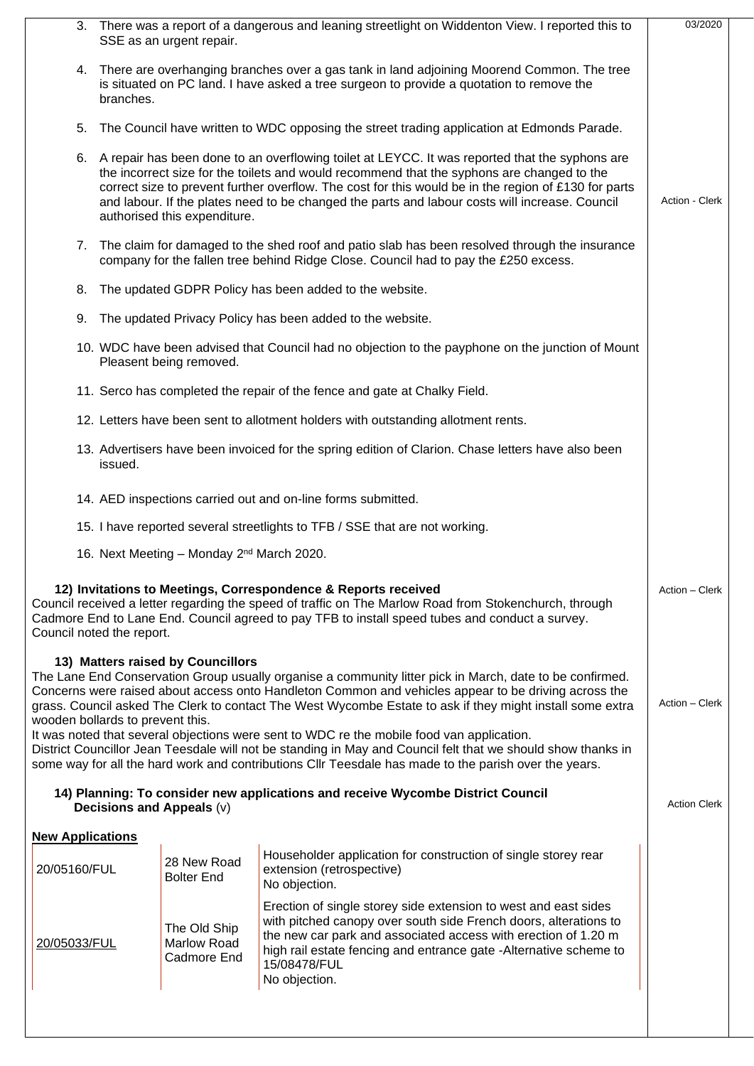3. There was a report of a dangerous and leaning streetlight on Widdenton View. I reported this to SSE as an urgent repair. — 03/2020

4. There are overhanging branches over a gas tank in land adjoining Moorend Common. The tree is situated on PC land. I have asked a tree surgeon to provide a quotation to remove the branches.

5. The Council have written to WDC opposing the street trading application at Edmonds Parade.

6. A repair has been done to an overflowing toilet at LEYCC. It was reported that the syphons are the incorrect size for the toilets and would recommend that the syphons are changed to the correct size to prevent further overflow. The cost for this would be in the region of £130 for parts and labour. If the plates need to be changed the parts and labour costs will increase. Council authorised this expenditure. — Action - Clerk

7. The claim for damaged to the shed roof and patio slab has been resolved through the insurance company for the fallen tree behind Ridge Close. Council had to pay the £250 excess.

8. The updated GDPR Policy has been added to the website.

9. The updated Privacy Policy has been added to the website.

10. WDC have been advised that Council had no objection to the payphone on the junction of Mount Pleasent being removed.

11. Serco has completed the repair of the fence and gate at Chalky Field.

12. Letters have been sent to allotment holders with outstanding allotment rents.

13. Advertisers have been invoiced for the spring edition of Clarion. Chase letters have also been issued.

14. AED inspections carried out and on-line forms submitted.

15. I have reported several streetlights to TFB / SSE that are not working.

16. Next Meeting – Monday 2nd March 2020.

**12) Invitations to Meetings, Correspondence & Reports received** — Action – Clerk

Council received a letter regarding the speed of traffic on The Marlow Road from Stokenchurch, through Cadmore End to Lane End. Council agreed to pay TFB to install speed tubes and conduct a survey. Council noted the report.

**13) Matters raised by Councillors**

The Lane End Conservation Group usually organise a community litter pick in March, date to be confirmed. Concerns were raised about access onto Handleton Common and vehicles appear to be driving across the grass. Council asked The Clerk to contact The West Wycombe Estate to ask if they might install some extra wooden bollards to prevent this. — Action – Clerk

It was noted that several objections were sent to WDC re the mobile food van application.

District Councillor Jean Teesdale will not be standing in May and Council felt that we should show thanks in some way for all the hard work and contributions Cllr Teesdale has made to the parish over the years.

**14) Planning: To consider new applications and receive Wycombe District Council Decisions and Appeals** (v) — Action Clerk

**New Applications**

| Reference | Address | Details |
|---|---|---|
| 20/05160/FUL | 28 New Road Bolter End | Householder application for construction of single storey rear extension (retrospective) No objection. |
| 20/05033/FUL | The Old Ship Marlow Road Cadmore End | Erection of single storey side extension to west and east sides with pitched canopy over south side French doors, alterations to the new car park and associated access with erection of 1.20 m high rail estate fencing and entrance gate -Alternative scheme to 15/08478/FUL No objection. |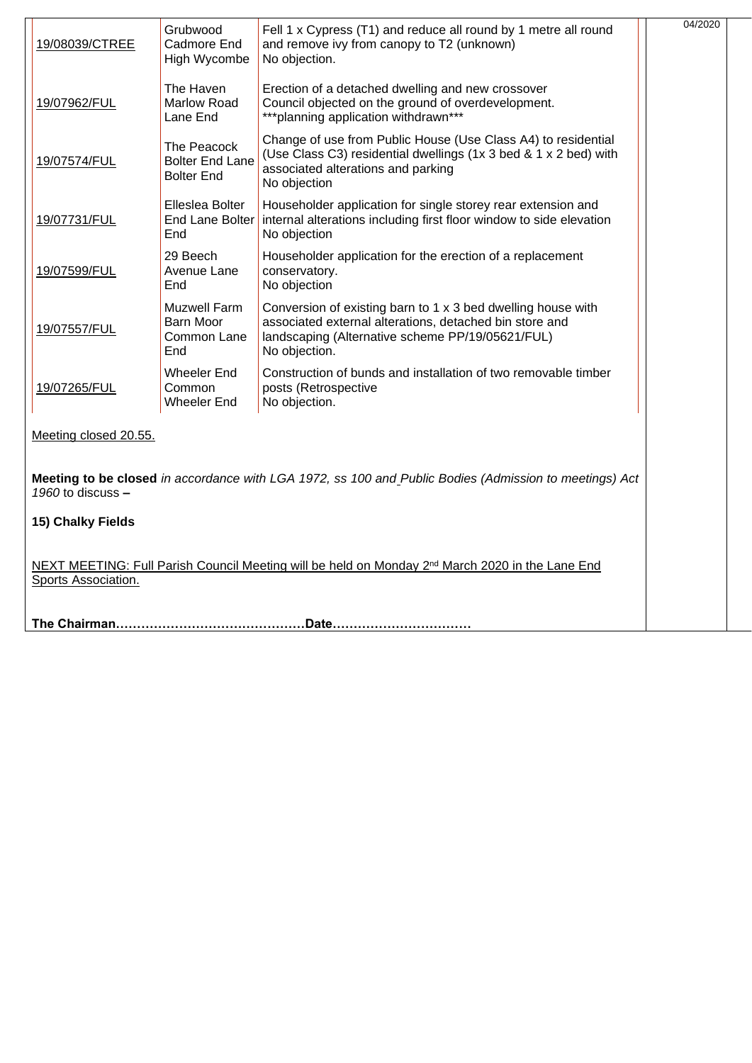| | | | |
|---|---|---|---|
| 19/08039/CTREE | Grubwood Cadmore End High Wycombe | Fell 1 x Cypress (T1) and reduce all round by 1 metre all round and remove ivy from canopy to T2 (unknown)<br>No objection. | 04/2020 |
| 19/07962/FUL | The Haven Marlow Road Lane End | Erection of a detached dwelling and new crossover<br>Council objected on the ground of overdevelopment.<br>\*\*\*planning application withdrawn\*\*\* | |
| 19/07574/FUL | The Peacock Bolter End Lane Bolter End | Change of use from Public House (Use Class A4) to residential (Use Class C3) residential dwellings (1x 3 bed & 1 x 2 bed) with associated alterations and parking<br>No objection | |
| 19/07731/FUL | Elleslea Bolter End Lane Bolter End | Householder application for single storey rear extension and internal alterations including first floor window to side elevation<br>No objection | |
| 19/07599/FUL | 29 Beech Avenue Lane End | Householder application for the erection of a replacement conservatory.<br>No objection | |
| 19/07557/FUL | Muzwell Farm Barn Moor Common Lane End | Conversion of existing barn to 1 x 3 bed dwelling house with associated external alterations, detached bin store and landscaping (Alternative scheme PP/19/05621/FUL)<br>No objection. | |
| 19/07265/FUL | Wheeler End Common Wheeler End | Construction of bunds and installation of two removable timber posts (Retrospective<br>No objection. | |

Meeting closed 20.55.

**Meeting to be closed** *in accordance with LGA 1972, ss 100 and Public Bodies (Admission to meetings) Act 1960* to discuss **–**

**15) Chalky Fields**

NEXT MEETING: Full Parish Council Meeting will be held on Monday 2nd March 2020 in the Lane End Sports Association.

**The Chairman………………………………………Date……………………………**